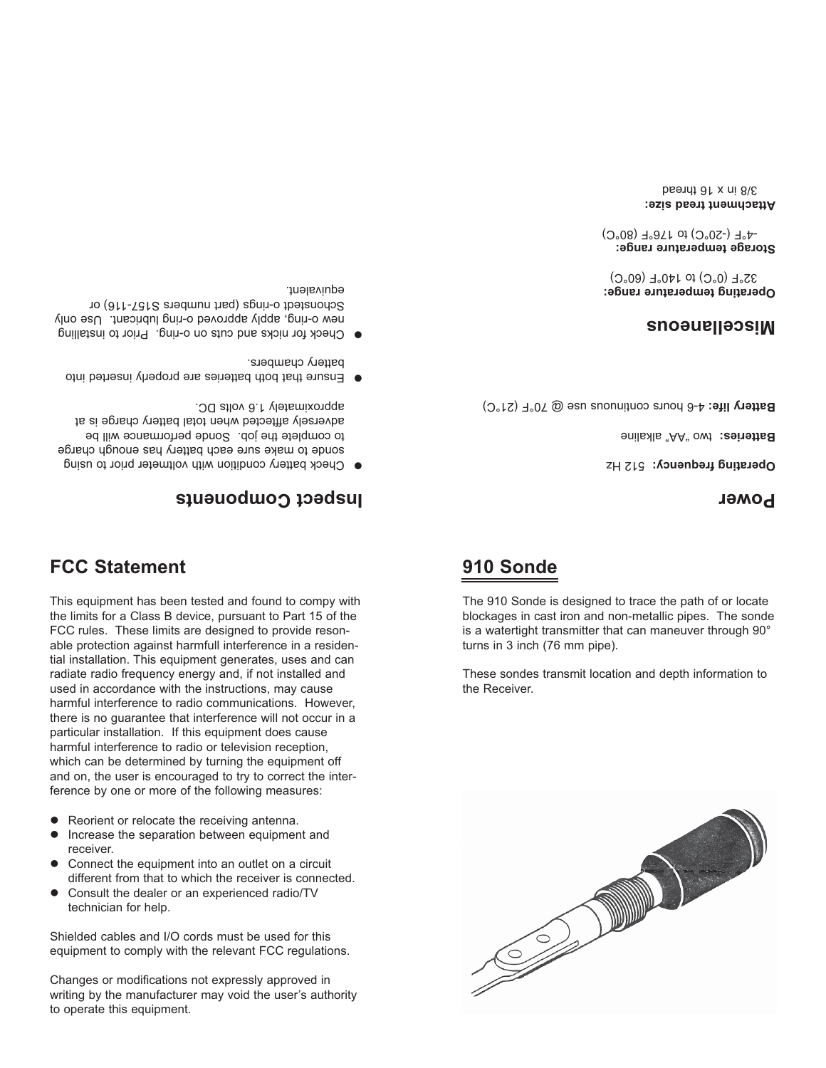## FCC Statement

This equipment has been tested and found to compy with the limits for a Class B device, pursuant to Part 15 of the FCC rules. These limits are designed to provide resonable protection against harmfull interference in a residential installation. This equipment generates, uses and can radiate radio frequency energy and, if not installed and used in accordance with the instructions, may cause harmful interference to radio communications. However, there is no guarantee that interference will not occur in a particular installation. If this equipment does cause harmful interference to radio or television reception, which can be determined by turning the equipment off and on, the user is encouraged to try to correct the interference by one or more of the following measures:

- Reorient or relocate the receiving antenna.
- Increase the separation between equipment and receiver.
- Connect the equipment into an outlet on a circuit different from that to which the receiver is connected.
- Consult the dealer or an experienced radio/TV technician for help.

Shielded cables and I/O cords must be used for this equipment to comply with the relevant FCC regulations.

Changes or modifications not expressly approved in writing by the manufacturer may void the user's authority to operate this equipment.

## 910 Sonde

The 910 Sonde is designed to trace the path of or locate blockages in cast iron and non-metallic pipes. The sonde is a watertight transmitter that can maneuver through 90° turns in 3 inch (76 mm pipe).

These sondes transmit location and depth information to the Receiver.

## Inspect Components

- Check battery condition with voltmeter prior to using sonde to make sure each battery has enough charge to complete the job. Sonde performance will be adversely affected when total battery charge is at approximately 1.6 volts DC.
- Ensure that both batteries are properly inserted into battery chambers.
- Check for nicks and cuts on o-ring. Prior to installing new o-ring, apply approved o-ring lubricant. Use only Schonstedt o-rings (part numbers S157-116) or equivalent.

## Power

**Operating frequency:** 512 Hz

**Batteries:** two "AA" alkaline

**Battery life:** 4-6 hours continuous use @ 70°F (21°C)

## Miscellaneous

**Operating temperature range:**
32°F (0°C) to 140°F (60°C)

**Storage temperature range:**
-4°F (-20°C) to 176°F (80°C)

**Attachment tread size:**
3/8 in x 16 thread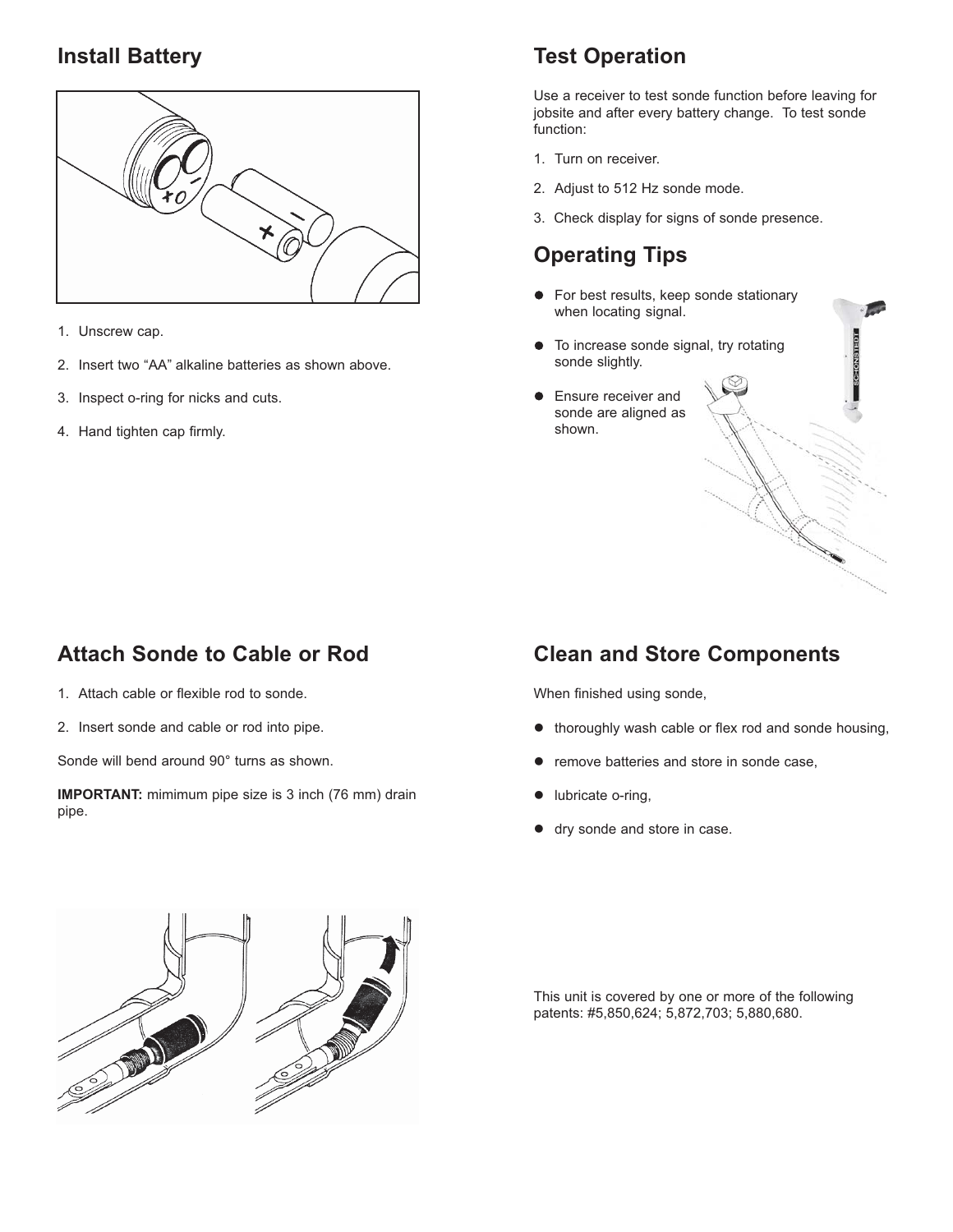## Install Battery

1. Unscrew cap.
2. Insert two “AA” alkaline batteries as shown above.
3. Inspect o-ring for nicks and cuts.
4. Hand tighten cap firmly.

## Test Operation

Use a receiver to test sonde function before leaving for jobsite and after every battery change. To test sonde function:

1. Turn on receiver.
2. Adjust to 512 Hz sonde mode.
3. Check display for signs of sonde presence.

## Operating Tips

- For best results, keep sonde stationary when locating signal.
- To increase sonde signal, try rotating sonde slightly.
- Ensure receiver and sonde are aligned as shown.

## Attach Sonde to Cable or Rod

1. Attach cable or flexible rod to sonde.
2. Insert sonde and cable or rod into pipe.

Sonde will bend around 90° turns as shown.

**IMPORTANT:** mimimum pipe size is 3 inch (76 mm) drain pipe.

## Clean and Store Components

When finished using sonde,

- thoroughly wash cable or flex rod and sonde housing,
- remove batteries and store in sonde case,
- lubricate o-ring,
- dry sonde and store in case.

This unit is covered by one or more of the following patents: #5,850,624; 5,872,703; 5,880,680.